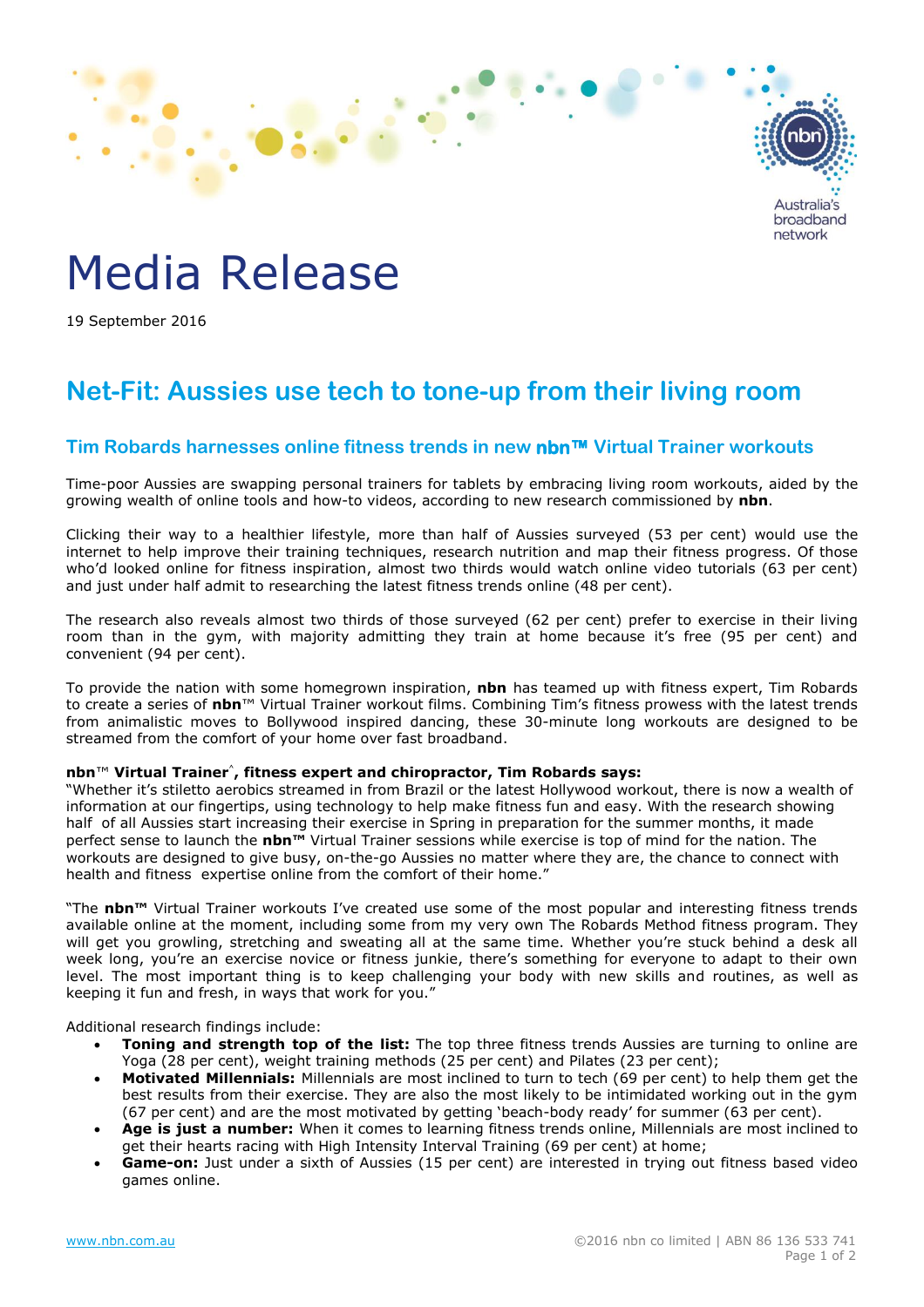# Media Release

19 September 2016

## Net-Fit: Aussies use tech to tone-up from their living room

### Tim Robards harnesses online fitness trends in new nbn™ Virtual Trainer workouts

Time-poor Aussies are swapping personal trainers for tablets by embracing living room workouts, aided by the growing wealth of online tools and how-to videos, according to new research commissioned by **nbn**.

Clicking their way to a healthier lifestyle, more than half of Aussies surveyed (53 per cent) would use the internet to help improve their training techniques, research nutrition and map their fitness progress. Of those who'd looked online for fitness inspiration, almost two thirds would watch online video tutorials (63 per cent) and just under half admit to researching the latest fitness trends online (48 per cent).

The research also reveals almost two thirds of those surveyed (62 per cent) prefer to exercise in their living room than in the gym, with majority admitting they train at home because it's free (95 per cent) and convenient (94 per cent).

To provide the nation with some homegrown inspiration, **nbn** has teamed up with fitness expert, Tim Robards to create a series of **nbn**™ Virtual Trainer workout films. Combining Tim's fitness prowess with the latest trends from animalistic moves to Bollywood inspired dancing, these 30-minute long workouts are designed to be streamed from the comfort of your home over fast broadband.

**nbn™ Virtual Trainer^, fitness expert and chiropractor, Tim Robards says:**

"Whether it's stiletto aerobics streamed in from Brazil or the latest Hollywood workout, there is now a wealth of information at our fingertips, using technology to help make fitness fun and easy. With the research showing half of all Aussies start increasing their exercise in Spring in preparation for the summer months, it made perfect sense to launch the **nbn™** Virtual Trainer sessions while exercise is top of mind for the nation. The workouts are designed to give busy, on-the-go Aussies no matter where they are, the chance to connect with health and fitness expertise online from the comfort of their home."

"The **nbn™** Virtual Trainer workouts I've created use some of the most popular and interesting fitness trends available online at the moment, including some from my very own The Robards Method fitness program. They will get you growling, stretching and sweating all at the same time. Whether you're stuck behind a desk all week long, you're an exercise novice or fitness junkie, there's something for everyone to adapt to their own level. The most important thing is to keep challenging your body with new skills and routines, as well as keeping it fun and fresh, in ways that work for you."

Additional research findings include:

- **Toning and strength top of the list:** The top three fitness trends Aussies are turning to online are Yoga (28 per cent), weight training methods (25 per cent) and Pilates (23 per cent);
- **Motivated Millennials:** Millennials are most inclined to turn to tech (69 per cent) to help them get the best results from their exercise. They are also the most likely to be intimidated working out in the gym (67 per cent) and are the most motivated by getting 'beach-body ready' for summer (63 per cent).
- **Age is just a number:** When it comes to learning fitness trends online, Millennials are most inclined to get their hearts racing with High Intensity Interval Training (69 per cent) at home;
- **Game-on:** Just under a sixth of Aussies (15 per cent) are interested in trying out fitness based video games online.

www.nbn.com.au

©2016 nbn co limited | ABN 86 136 533 741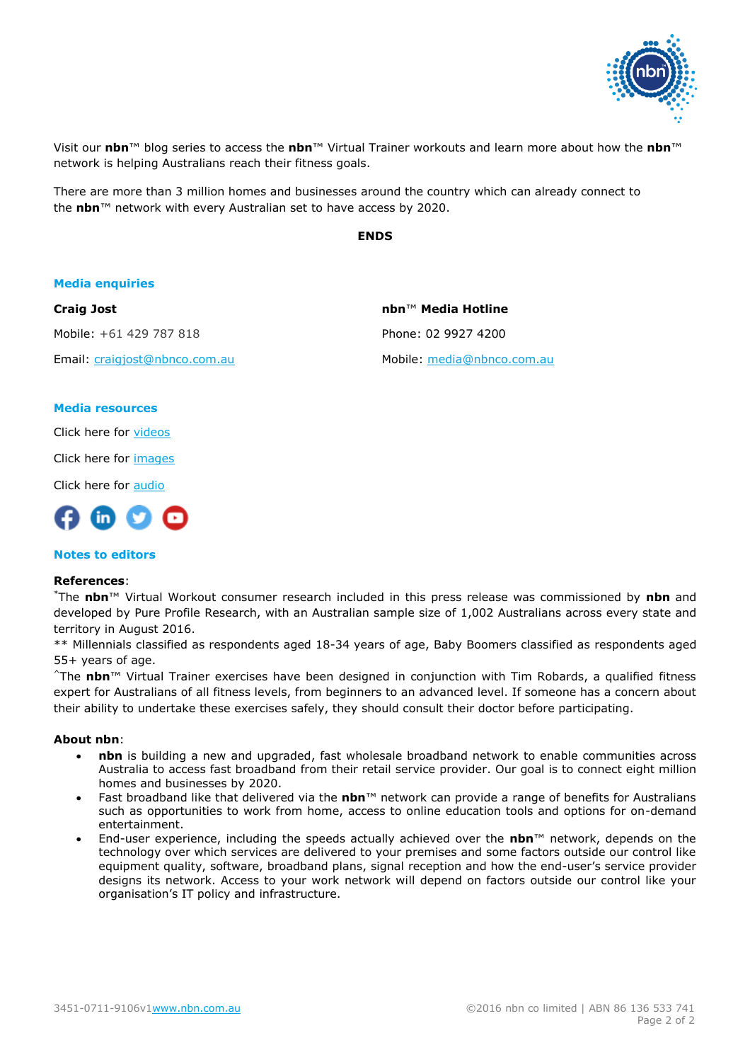Visit our **nbn**™ blog series to access the **nbn**™ Virtual Trainer workouts and learn more about how the **nbn**™ network is helping Australians reach their fitness goals.

There are more than 3 million homes and businesses around the country which can already connect to the **nbn**™ network with every Australian set to have access by 2020.

**ENDS**

### Media enquiries

**Craig Jost**

Mobile: +61 429 787 818

Email: craigjost@nbnco.com.au

**nbn**™ **Media Hotline**

Phone: 02 9927 4200

Mobile: media@nbnco.com.au

### Media resources

Click here for videos

Click here for images

Click here for audio

### Notes to editors

**References**:

*The **nbn**™ Virtual Workout consumer research included in this press release was commissioned by **nbn** and developed by Pure Profile Research, with an Australian sample size of 1,002 Australians across every state and territory in August 2016.

** Millennials classified as respondents aged 18-34 years of age, Baby Boomers classified as respondents aged 55+ years of age.

^The **nbn**™ Virtual Trainer exercises have been designed in conjunction with Tim Robards, a qualified fitness expert for Australians of all fitness levels, from beginners to an advanced level. If someone has a concern about their ability to undertake these exercises safely, they should consult their doctor before participating.

**About nbn**:

- **nbn** is building a new and upgraded, fast wholesale broadband network to enable communities across Australia to access fast broadband from their retail service provider. Our goal is to connect eight million homes and businesses by 2020.
- Fast broadband like that delivered via the **nbn**™ network can provide a range of benefits for Australians such as opportunities to work from home, access to online education tools and options for on-demand entertainment.
- End-user experience, including the speeds actually achieved over the **nbn**™ network, depends on the technology over which services are delivered to your premises and some factors outside our control like equipment quality, software, broadband plans, signal reception and how the end-user's service provider designs its network. Access to your work network will depend on factors outside our control like your organisation's IT policy and infrastructure.

3451-0711-9106v1www.nbn.com.au

©2016 nbn co limited | ABN 86 136 533 741